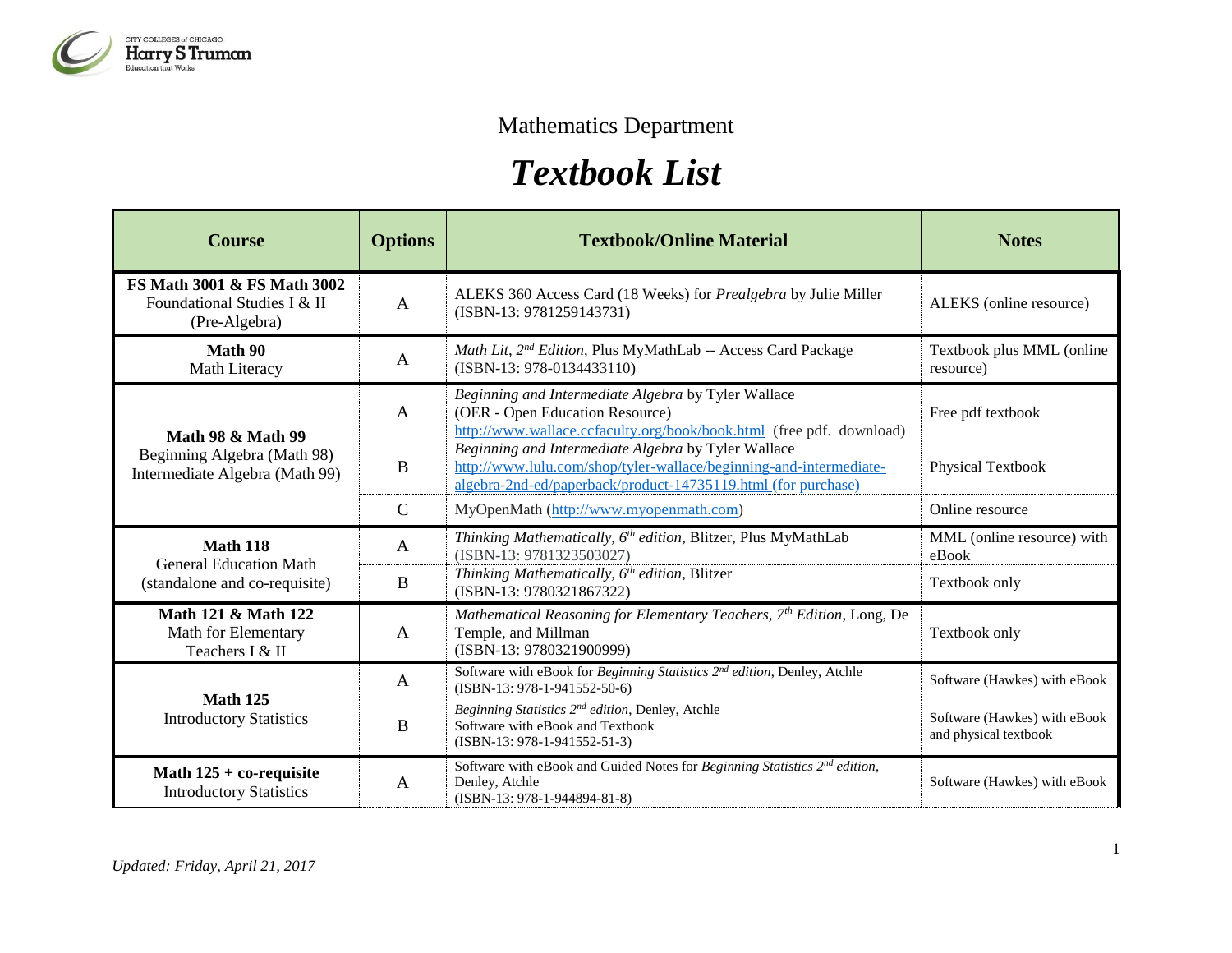CITY COLLEGES of CHICAGO
Harry S Truman
Education that Works

Mathematics Department

# *Textbook List*

| Course | Options | Textbook/Online Material | Notes |
|---|---|---|---|
| **FS Math 3001 & FS Math 3002** Foundational Studies I & II (Pre-Algebra) | A | ALEKS 360 Access Card (18 Weeks) for *Prealgebra* by Julie Miller (ISBN-13: 9781259143731) | ALEKS (online resource) |
| **Math 90** Math Literacy | A | *Math Lit, 2nd Edition*, Plus MyMathLab -- Access Card Package (ISBN-13: 978-0134433110) | Textbook plus MML (online resource) |
| **Math 98 & Math 99** Beginning Algebra (Math 98) Intermediate Algebra (Math 99) | A | *Beginning and Intermediate Algebra* by Tyler Wallace (OER - Open Education Resource) http://www.wallace.ccfaculty.org/book/book.html (free pdf. download) | Free pdf textbook |
| | B | *Beginning and Intermediate Algebra* by Tyler Wallace http://www.lulu.com/shop/tyler-wallace/beginning-and-intermediate-algebra-2nd-ed/paperback/product-14735119.html (for purchase) | Physical Textbook |
| | C | MyOpenMath (http://www.myopenmath.com) | Online resource |
| **Math 118** General Education Math (standalone and co-requisite) | A | *Thinking Mathematically, 6th edition*, Blitzer, Plus MyMathLab (ISBN-13: 9781323503027) | MML (online resource) with eBook |
| | B | *Thinking Mathematically, 6th edition*, Blitzer (ISBN-13: 9780321867322) | Textbook only |
| **Math 121 & Math 122** Math for Elementary Teachers I & II | A | *Mathematical Reasoning for Elementary Teachers, 7th Edition*, Long, De Temple, and Millman (ISBN-13: 9780321900999) | Textbook only |
| **Math 125** Introductory Statistics | A | Software with eBook for *Beginning Statistics 2nd edition*, Denley, Atchle (ISBN-13: 978-1-941552-50-6) | Software (Hawkes) with eBook |
| | B | *Beginning Statistics 2nd edition*, Denley, Atchle Software with eBook and Textbook (ISBN-13: 978-1-941552-51-3) | Software (Hawkes) with eBook and physical textbook |
| **Math 125 + co-requisite** Introductory Statistics | A | Software with eBook and Guided Notes for *Beginning Statistics 2nd edition*, Denley, Atchle (ISBN-13: 978-1-944894-81-8) | Software (Hawkes) with eBook |

*Updated: Friday, April 21, 2017*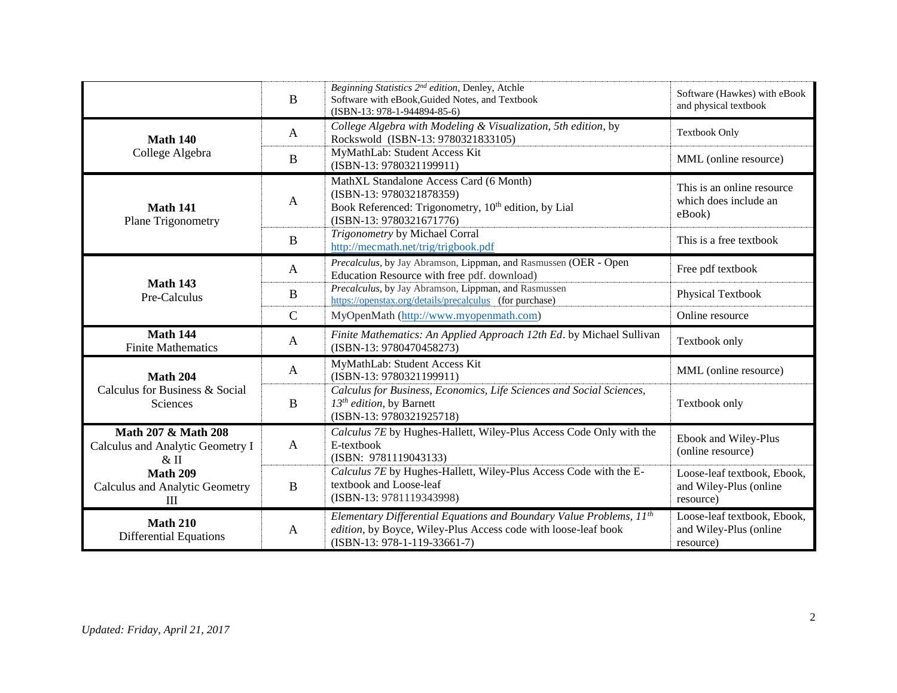| | | | |
|---|---|---|---|
| | B | *Beginning Statistics 2nd edition*, Denley, Atchle<br>Software with eBook,Guided Notes, and Textbook<br>(ISBN-13: 978-1-944894-85-6) | Software (Hawkes) with eBook and physical textbook |
| **Math 140**<br>College Algebra | A | *College Algebra with Modeling & Visualization, 5th edition*, by Rockswold (ISBN-13: 9780321833105) | Textbook Only |
| | B | MyMathLab: Student Access Kit<br>(ISBN-13: 9780321199911) | MML (online resource) |
| **Math 141**<br>Plane Trigonometry | A | MathXL Standalone Access Card (6 Month)<br>(ISBN-13: 9780321878359)<br>Book Referenced: Trigonometry, 10th edition, by Lial<br>(ISBN-13: 9780321671776) | This is an online resource which does include an eBook) |
| | B | *Trigonometry* by Michael Corral<br>http://mecmath.net/trig/trigbook.pdf | This is a free textbook |
| **Math 143**<br>Pre-Calculus | A | *Precalculus*, by Jay Abramson, Lippman, and Rasmussen (OER - Open Education Resource with free pdf. download) | Free pdf textbook |
| | B | *Precalculus*, by Jay Abramson, Lippman, and Rasmussen<br>https://openstax.org/details/precalculus (for purchase) | Physical Textbook |
| | C | MyOpenMath (http://www.myopenmath.com) | Online resource |
| **Math 144**<br>Finite Mathematics | A | *Finite Mathematics: An Applied Approach 12th Ed*. by Michael Sullivan<br>(ISBN-13: 9780470458273) | Textbook only |
| **Math 204**<br>Calculus for Business & Social Sciences | A | MyMathLab: Student Access Kit<br>(ISBN-13: 9780321199911) | MML (online resource) |
| | B | *Calculus for Business, Economics, Life Sciences and Social Sciences, 13th edition*, by Barnett<br>(ISBN-13: 9780321925718) | Textbook only |
| **Math 207 & Math 208**<br>Calculus and Analytic Geometry I & II<br>**Math 209**<br>Calculus and Analytic Geometry III | A | *Calculus 7E* by Hughes-Hallett, Wiley-Plus Access Code Only with the E-textbook<br>(ISBN: 9781119043133) | Ebook and Wiley-Plus (online resource) |
| | B | *Calculus 7E* by Hughes-Hallett, Wiley-Plus Access Code with the E-textbook and Loose-leaf<br>(ISBN-13: 9781119343998) | Loose-leaf textbook, Ebook, and Wiley-Plus (online resource) |
| **Math 210**<br>Differential Equations | A | *Elementary Differential Equations and Boundary Value Problems, 11th edition*, by Boyce, Wiley-Plus Access code with loose-leaf book<br>(ISBN-13: 978-1-119-33661-7) | Loose-leaf textbook, Ebook, and Wiley-Plus (online resource) |

*Updated: Friday, April 21, 2017*